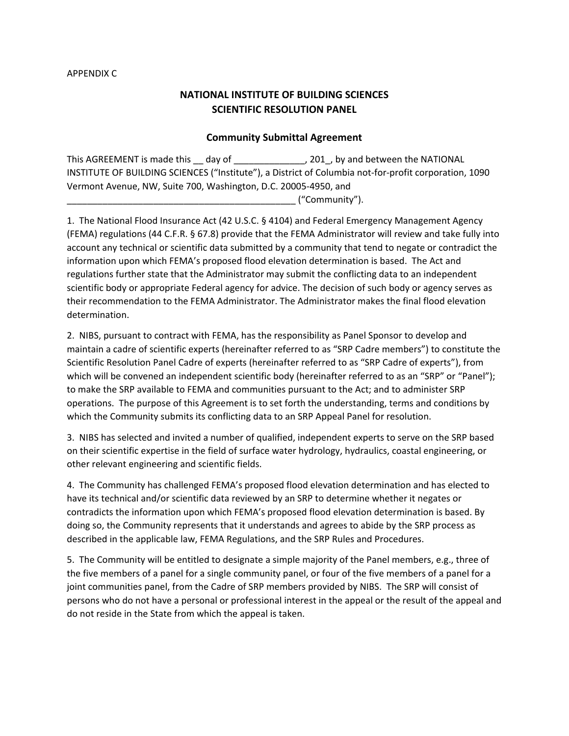APPENDIX C

# NATIONAL INSTITUTE OF BUILDING SCIENCES
# SCIENTIFIC RESOLUTION PANEL

## Community Submittal Agreement

This AGREEMENT is made this __ day of ______________, 201_, by and between the NATIONAL INSTITUTE OF BUILDING SCIENCES ("Institute"), a District of Columbia not-for-profit corporation, 1090 Vermont Avenue, NW, Suite 700, Washington, D.C. 20005-4950, and _______________________________________________ ("Community").

1. The National Flood Insurance Act (42 U.S.C. § 4104) and Federal Emergency Management Agency (FEMA) regulations (44 C.F.R. § 67.8) provide that the FEMA Administrator will review and take fully into account any technical or scientific data submitted by a community that tend to negate or contradict the information upon which FEMA's proposed flood elevation determination is based. The Act and regulations further state that the Administrator may submit the conflicting data to an independent scientific body or appropriate Federal agency for advice. The decision of such body or agency serves as their recommendation to the FEMA Administrator. The Administrator makes the final flood elevation determination.

2. NIBS, pursuant to contract with FEMA, has the responsibility as Panel Sponsor to develop and maintain a cadre of scientific experts (hereinafter referred to as "SRP Cadre members") to constitute the Scientific Resolution Panel Cadre of experts (hereinafter referred to as "SRP Cadre of experts"), from which will be convened an independent scientific body (hereinafter referred to as an "SRP" or "Panel"); to make the SRP available to FEMA and communities pursuant to the Act; and to administer SRP operations. The purpose of this Agreement is to set forth the understanding, terms and conditions by which the Community submits its conflicting data to an SRP Appeal Panel for resolution.

3. NIBS has selected and invited a number of qualified, independent experts to serve on the SRP based on their scientific expertise in the field of surface water hydrology, hydraulics, coastal engineering, or other relevant engineering and scientific fields.

4. The Community has challenged FEMA's proposed flood elevation determination and has elected to have its technical and/or scientific data reviewed by an SRP to determine whether it negates or contradicts the information upon which FEMA's proposed flood elevation determination is based. By doing so, the Community represents that it understands and agrees to abide by the SRP process as described in the applicable law, FEMA Regulations, and the SRP Rules and Procedures.

5. The Community will be entitled to designate a simple majority of the Panel members, e.g., three of the five members of a panel for a single community panel, or four of the five members of a panel for a joint communities panel, from the Cadre of SRP members provided by NIBS. The SRP will consist of persons who do not have a personal or professional interest in the appeal or the result of the appeal and do not reside in the State from which the appeal is taken.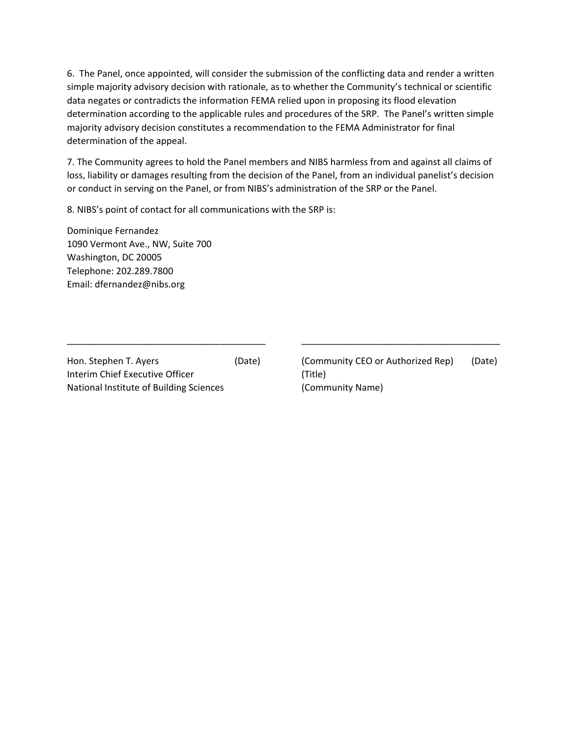6. The Panel, once appointed, will consider the submission of the conflicting data and render a written simple majority advisory decision with rationale, as to whether the Community's technical or scientific data negates or contradicts the information FEMA relied upon in proposing its flood elevation determination according to the applicable rules and procedures of the SRP. The Panel's written simple majority advisory decision constitutes a recommendation to the FEMA Administrator for final determination of the appeal.

7. The Community agrees to hold the Panel members and NIBS harmless from and against all claims of loss, liability or damages resulting from the decision of the Panel, from an individual panelist's decision or conduct in serving on the Panel, or from NIBS's administration of the SRP or the Panel.

8. NIBS's point of contact for all communications with the SRP is:

Dominique Fernandez
1090 Vermont Ave., NW, Suite 700
Washington, DC 20005
Telephone: 202.289.7800
Email: dfernandez@nibs.org

| | |
|---|---|
| \_\_\_\_\_\_\_\_\_\_\_\_\_\_\_\_\_\_\_\_\_\_\_\_\_\_\_\_\_\_\_\_\_\_\_\_\_\_\_\_ | \_\_\_\_\_\_\_\_\_\_\_\_\_\_\_\_\_\_\_\_\_\_\_\_\_\_\_\_\_\_\_\_\_\_\_\_\_\_\_\_ |
| Hon. Stephen T. Ayers (Date) | (Community CEO or Authorized Rep) (Date) |
| Interim Chief Executive Officer | (Title) |
| National Institute of Building Sciences | (Community Name) |